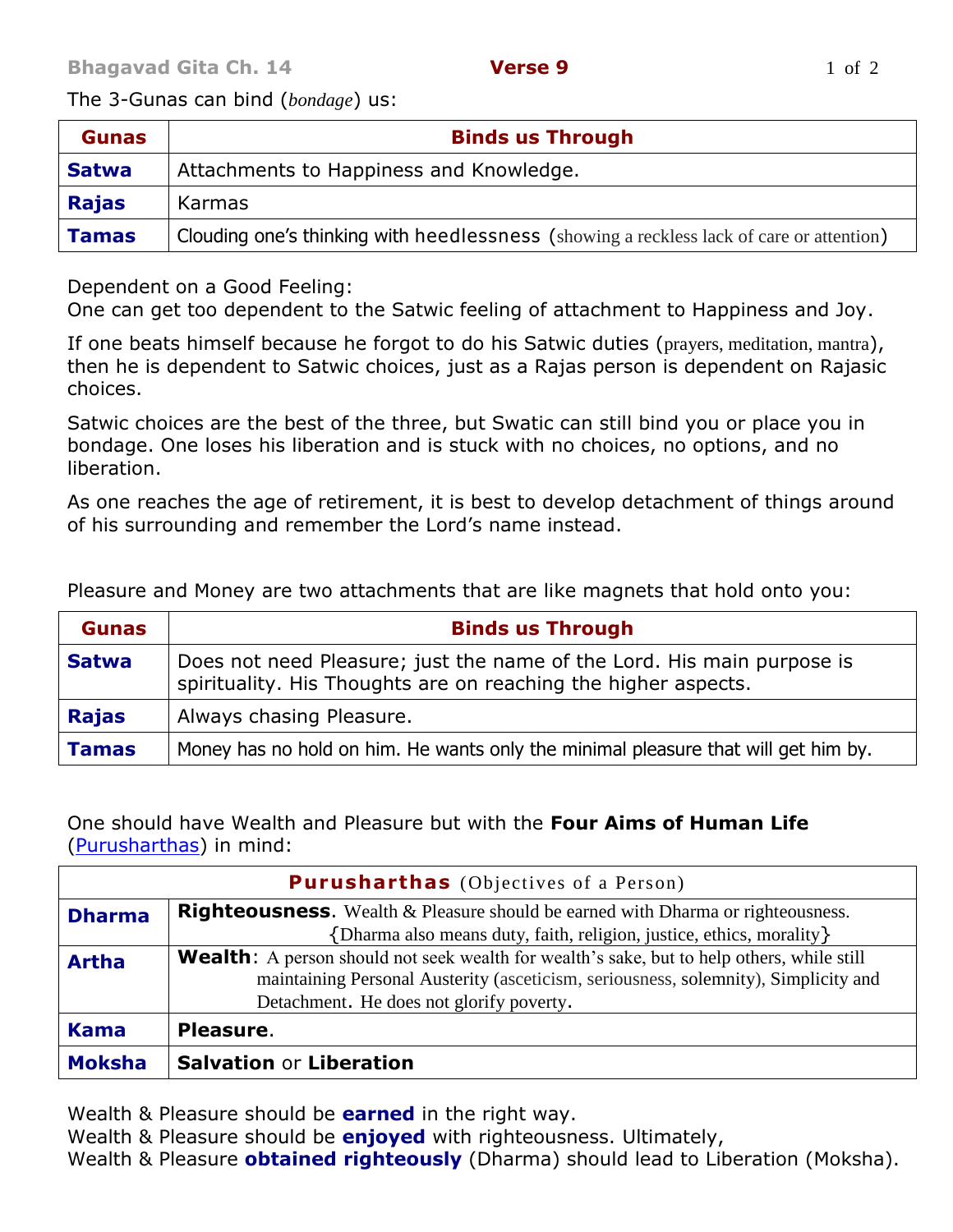**Bhagavad Gita Ch. 14** **Verse 9**

The 3-Gunas can bind (*bondage*) us:

| Gunas | Binds us Through |
|---|---|
| **Satwa** | Attachments to Happiness and Knowledge. |
| **Rajas** | Karmas |
| **Tamas** | Clouding one's thinking with heedlessness (showing a reckless lack of care or attention) |

Dependent on a Good Feeling:
One can get too dependent to the Satwic feeling of attachment to Happiness and Joy.

If one beats himself because he forgot to do his Satwic duties (prayers, meditation, mantra), then he is dependent to Satwic choices, just as a Rajas person is dependent on Rajasic choices.

Satwic choices are the best of the three, but Swatic can still bind you or place you in bondage. One loses his liberation and is stuck with no choices, no options, and no liberation.

As one reaches the age of retirement, it is best to develop detachment of things around of his surrounding and remember the Lord's name instead.

Pleasure and Money are two attachments that are like magnets that hold onto you:

| Gunas | Binds us Through |
|---|---|
| **Satwa** | Does not need Pleasure; just the name of the Lord. His main purpose is spirituality. His Thoughts are on reaching the higher aspects. |
| **Rajas** | Always chasing Pleasure. |
| **Tamas** | Money has no hold on him. He wants only the minimal pleasure that will get him by. |

One should have Wealth and Pleasure but with the **Four Aims of Human Life** (Purusharthas) in mind:

| **Purusharthas** (Objectives of a Person) | |
|---|---|
| **Dharma** | **Righteousness**. Wealth & Pleasure should be earned with Dharma or righteousness. {Dharma also means duty, faith, religion, justice, ethics, morality} |
| **Artha** | **Wealth**: A person should not seek wealth for wealth's sake, but to help others, while still maintaining Personal Austerity (asceticism, seriousness, solemnity), Simplicity and Detachment. He does not glorify poverty. |
| **Kama** | **Pleasure**. |
| **Moksha** | **Salvation** or **Liberation** |

Wealth & Pleasure should be **earned** in the right way.
Wealth & Pleasure should be **enjoyed** with righteousness. Ultimately,
Wealth & Pleasure **obtained righteously** (Dharma) should lead to Liberation (Moksha).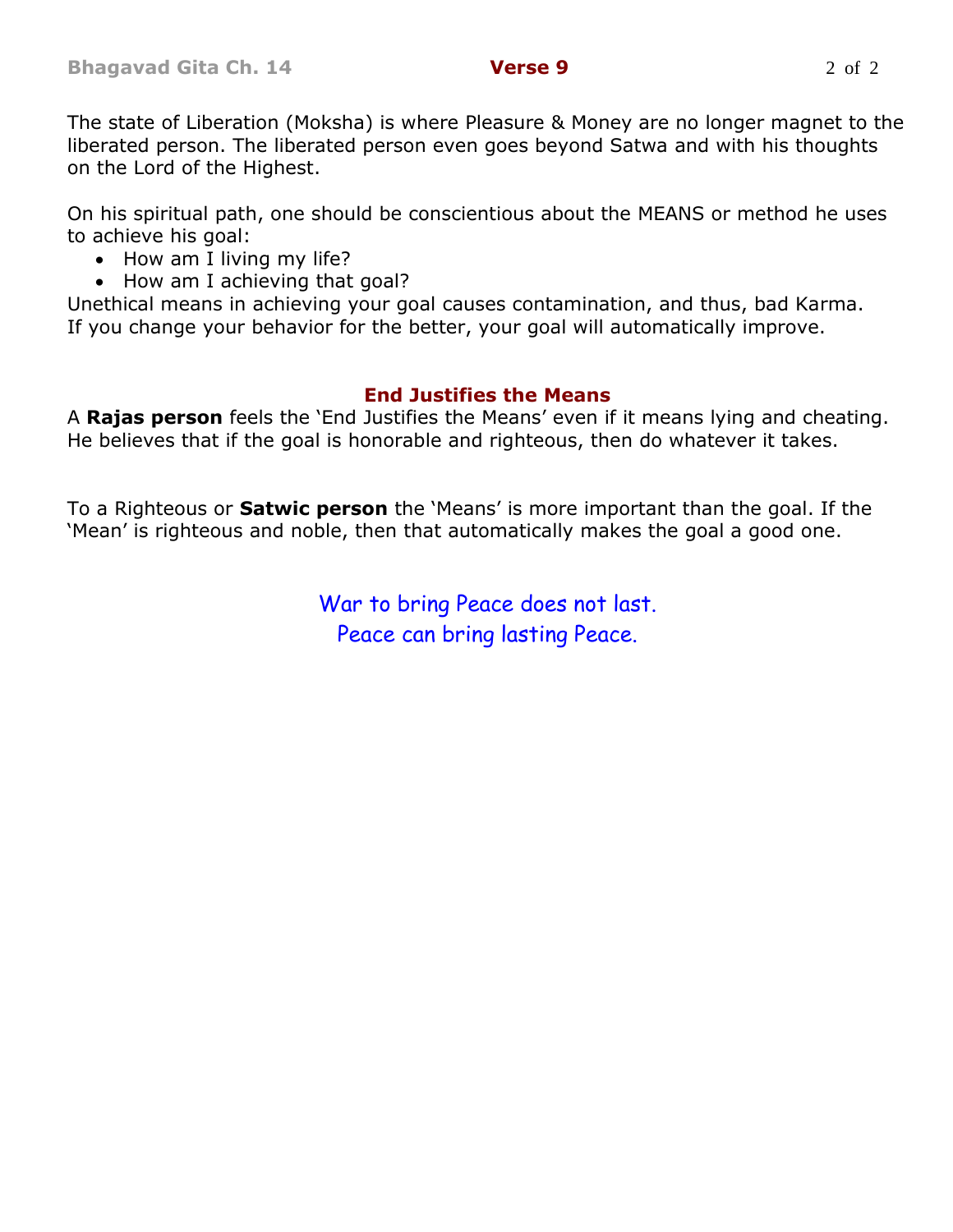The state of Liberation (Moksha) is where Pleasure & Money are no longer magnet to the liberated person. The liberated person even goes beyond Satwa and with his thoughts on the Lord of the Highest.

On his spiritual path, one should be conscientious about the MEANS or method he uses to achieve his goal:

- How am I living my life?
- How am I achieving that goal?

Unethical means in achieving your goal causes contamination, and thus, bad Karma. If you change your behavior for the better, your goal will automatically improve.

## End Justifies the Means

A **Rajas person** feels the 'End Justifies the Means' even if it means lying and cheating. He believes that if the goal is honorable and righteous, then do whatever it takes.

To a Righteous or **Satwic person** the 'Means' is more important than the goal. If the 'Mean' is righteous and noble, then that automatically makes the goal a good one.

War to bring Peace does not last.
Peace can bring lasting Peace.